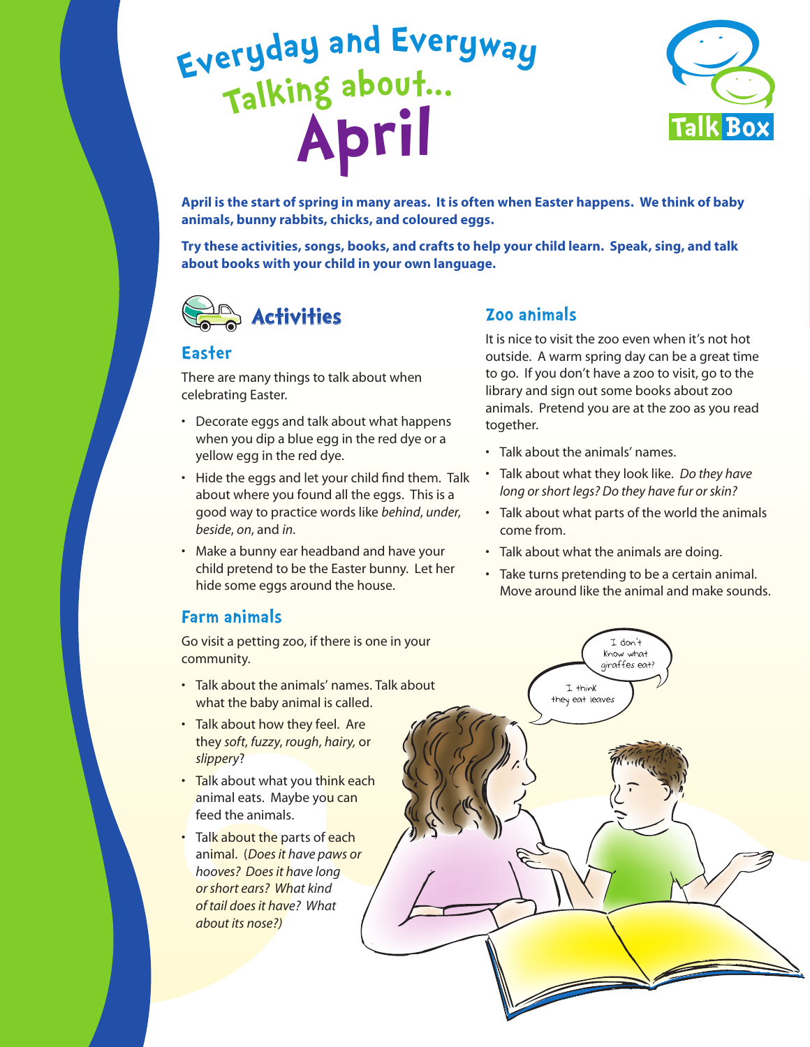# Everyday and Everyway Talking about... April

Talk Box

**April is the start of spring in many areas. It is often when Easter happens. We think of baby animals, bunny rabbits, chicks, and coloured eggs.**

**Try these activities, songs, books, and crafts to help your child learn. Speak, sing, and talk about books with your child in your own language.**

## Activities

### Easter

There are many things to talk about when celebrating Easter.

- Decorate eggs and talk about what happens when you dip a blue egg in the red dye or a yellow egg in the red dye.
- Hide the eggs and let your child find them. Talk about where you found all the eggs. This is a good way to practice words like *behind*, *under*, *beside*, *on*, and *in*.
- Make a bunny ear headband and have your child pretend to be the Easter bunny. Let her hide some eggs around the house.

### Farm animals

Go visit a petting zoo, if there is one in your community.

- Talk about the animals' names. Talk about what the baby animal is called.
- Talk about how they feel. Are they *soft*, *fuzzy*, *rough*, *hairy*, or *slippery*?
- Talk about what you think each animal eats. Maybe you can feed the animals.
- Talk about the parts of each animal. (*Does it have paws or hooves? Does it have long or short ears? What kind of tail does it have? What about its nose?)*

### Zoo animals

It is nice to visit the zoo even when it's not hot outside. A warm spring day can be a great time to go. If you don't have a zoo to visit, go to the library and sign out some books about zoo animals. Pretend you are at the zoo as you read together.

- Talk about the animals' names.
- Talk about what they look like. *Do they have long or short legs? Do they have fur or skin?*
- Talk about what parts of the world the animals come from.
- Talk about what the animals are doing.
- Take turns pretending to be a certain animal. Move around like the animal and make sounds.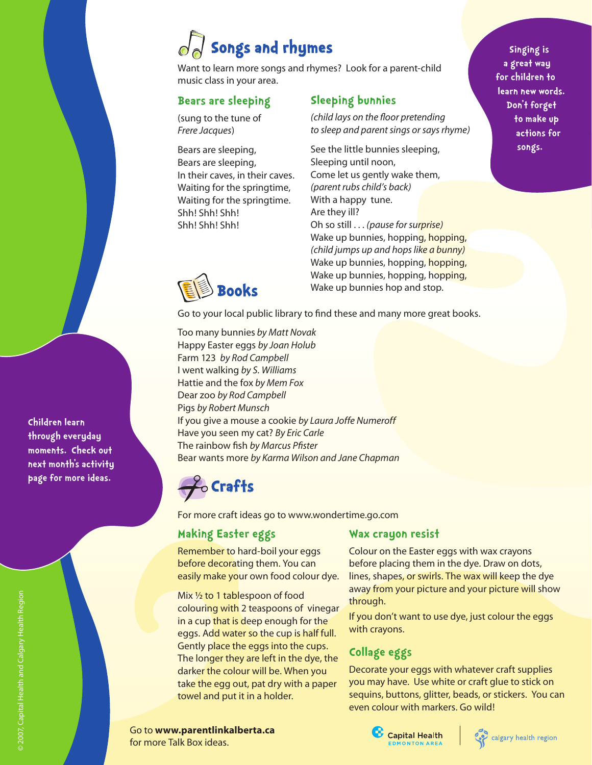## Songs and rhymes

Want to learn more songs and rhymes? Look for a parent-child music class in your area.

### Bears are sleeping

(sung to the tune of *Frere Jacques*)

Bears are sleeping,
Bears are sleeping,
In their caves, in their caves.
Waiting for the springtime,
Waiting for the springtime.
Shh! Shh! Shh!
Shh! Shh! Shh!

### Sleeping bunnies

*(child lays on the floor pretending to sleep and parent sings or says rhyme)*

See the little bunnies sleeping,
Sleeping until noon,
Come let us gently wake them,
*(parent rubs child's back)*
With a happy tune.
Are they ill?
Oh so still . . . *(pause for surprise)*
Wake up bunnies, hopping, hopping,
*(child jumps up and hops like a bunny)*
Wake up bunnies, hopping, hopping,
Wake up bunnies, hopping, hopping,
Wake up bunnies hop and stop.

Singing is a great way for children to learn new words. Don't forget to make up actions for songs.

## Books

Go to your local public library to find these and many more great books.

Too many bunnies *by Matt Novak*
Happy Easter eggs *by Joan Holub*
Farm 123 *by Rod Campbell*
I went walking *by S. Williams*
Hattie and the fox *by Mem Fox*
Dear zoo *by Rod Campbell*
Pigs *by Robert Munsch*
If you give a mouse a cookie *by Laura Joffe Numeroff*
Have you seen my cat? *By Eric Carle*
The rainbow fish *by Marcus Pfister*
Bear wants more *by Karma Wilson and Jane Chapman*

Children learn through everyday moments. Check out next month's activity page for more ideas.

## Crafts

For more craft ideas go to www.wondertime.go.com

### Making Easter eggs

Remember to hard-boil your eggs before decorating them. You can easily make your own food colour dye.

Mix ½ to 1 tablespoon of food colouring with 2 teaspoons of vinegar in a cup that is deep enough for the eggs. Add water so the cup is half full. Gently place the eggs into the cups. The longer they are left in the dye, the darker the colour will be. When you take the egg out, pat dry with a paper towel and put it in a holder.

### Wax crayon resist

Colour on the Easter eggs with wax crayons before placing them in the dye. Draw on dots, lines, shapes, or swirls. The wax will keep the dye away from your picture and your picture will show through.

If you don't want to use dye, just colour the eggs with crayons.

### Collage eggs

Decorate your eggs with whatever craft supplies you may have. Use white or craft glue to stick on sequins, buttons, glitter, beads, or stickers. You can even colour with markers. Go wild!

Go to **www.parentlinkalberta.ca** for more Talk Box ideas.

Capital Health EDMONTON AREA | calgary health region

© 2007, Capital Health and Calgary Health Region